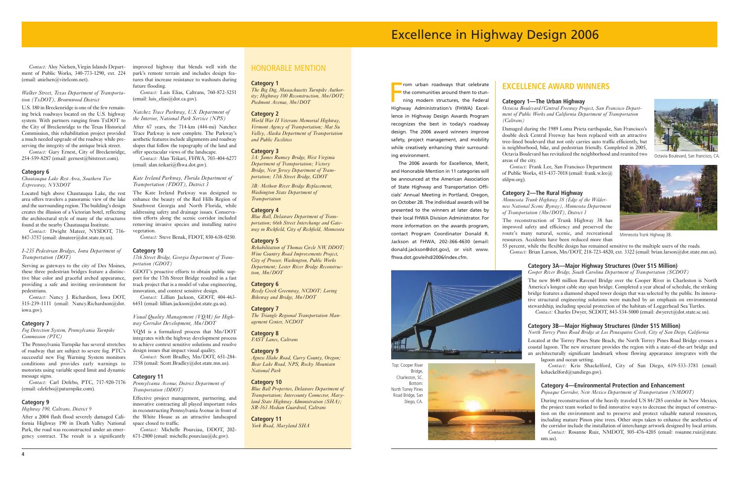# Excellence in Highway Design 2006

From urban roadways that celebrate the communities around them to stunning modern structures, the Federal Highway Administration's (FHWA) Excellence in Highway Design Awards Program recognizes the best in today's roadway design. The 2006 award winners improve safety, project management, and mobility while creatively enhancing their surrounding environment.

The 2006 awards for Excellence, Merit, and Honorable Mention in 11 categories will be announced at the American Association of State Highway and Transportation Officials' Annual Meeting in Portland, Oregon, on October 28. The individual awards will be presented to the winners at later dates by their local FHWA Division Administrator. For more information on the awards program, contact Program Coordinator Donald R. Jackson at FHWA, 202-366-4630 (email: donald.jackson@dot.gov), or visit www.fhwa.dot.gov/eihd/2006/index.cfm.

Top: Cooper River Bridge, Charleston, SC. Bottom: North Torrey Pines Road Bridge, San Diego, CA.

## EXCELLENCE AWARD WINNERS

### Category 1—The Urban Highway

*Octavia Boulevard/Central Freeway Project, San Francisco Department of Public Works and California Department of Transportation (Caltrans)*

Damaged during the 1989 Loma Prieta earthquake, San Francisco's double deck Central Freeway has been replaced with an attractive tree-lined boulevard that not only carries auto traffic efficiently, but is neighborhood, bike, and pedestrian friendly. Completed in 2005, Octavia Boulevard has revitalized the neighborhood and reunited two areas of the city.

*Contact:* Frank Lee, San Francisco Department of Public Works, 415-437-7018 (email: frank.w.lee@sfdpw.org).

Octavia Boulevard, San Francisco, CA.

### Category 2—The Rural Highway

*Minnesota Trunk Highway 38 (Edge of the Wilderness National Scenic Byway), Minnesota Department of Transportation (Mn/DOT), District 1*

The reconstruction of Trunk Highway 38 has improved safety and efficiency and preserved the route's many natural, scenic, and recreational resources. Accidents have been reduced more than 55 percent, while the flexible design has remained sensitive to the multiple users of the roads.

*Contact:* Brian Larson, Mn/DOT, 218-723-4820, ext. 3322 (email: brian.larson@dot.state.mn.us).

Minnesota Trunk Highway 38.

### Category 3A—Major Highway Structures (Over $15 Million)

*Cooper River Bridge, South Carolina Department of Transportation (SCDOT)*

The new $640 million Ravenel Bridge over the Cooper River in Charleston is North America's longest cable stay span bridge. Completed a year ahead of schedule, the striking bridge features a diamond shaped tower design that was selected by the public. Its innovative structural engineering solutions were matched by an emphasis on environmental stewardship, including special protection of the habitats of Loggerhead Sea Turtles.

*Contact:* Charles Dwyer, SCDOT, 843-534-5000 (email: dwyerct@dot.state.sc.us).

### Category 3B—Major Highway Structures (Under $15 Million)

*North Torrey Pines Road Bridge at Los Penasquitos Creek, City of San Diego, California*

Located at the Torrey Pines State Beach, the North Torrey Pines Road Bridge crosses a coastal lagoon. The new structure provides the region with a state-of-the-art bridge and an architecturally significant landmark whose flowing appearance integrates with the lagoon and ocean setting.

*Contact:* Kris Shackelford, City of San Diego, 619-533-3781 (email: kshackelford@sandiego.gov).

### Category 4—Environmental Protection and Enhancement

*Pojoaque Corridor, New Mexico Department of Transportation (NMDOT)*

During reconstruction of the heavily traveled US 84/285 corridor in New Mexico, the project team worked to find innovative ways to decrease the impact of construction on the environment and to preserve and protect valuable natural resources, including mature Pinon pine trees. Other steps taken to enhance the aesthetics of the corridor include the installation of interchange artwork designed by local artists.

*Contact:* Rosanne Ruiz, NMDOT, 505-476-4205 (email: rosanne.ruiz@state.nm.us).

*Contact:* Aloy Nielsen, Virgin Islands Department of Public Works, 340-773-1290, ext. 224 (email: anielsen@vitelcom.net).

*Walker Street, Texas Department of Transportation (TxDOT), Brownwood District*

U.S. 180 in Breckenridge is one of the few remaining brick roadways located on the U.S. highway system. With partners ranging from TxDOT to the City of Breckenridge to the Texas Historical Commission, this rehabilitation project provided a much needed upgrade of the roadway while preserving the integrity of the antique brick street.

*Contact:* Gary Ernest, City of Breckenridge, 254-559-8287 (email: gernest@bitstreet.com).

### Category 6

*Chautauqua Lake Rest Area, Southern Tier Expressway, NYSDOT*

Located high above Chautauqua Lake, the rest area offers travelers a panoramic view of the lake and the surrounding region. The building's design creates the illusion of a Victorian hotel, reflecting the architectural style of many of the structures found at the nearby Chautauqua Institute.

*Contact:* Dwight Mateer, NYSDOT, 716-847-3757 (email: dmateer@dot.state.ny.us).

*I-235 Pedestrian Bridges, Iowa Department of Transportation (DOT)*

Serving as gateways to the city of Des Moines, these three pedestrian bridges feature a distinctive blue color and graceful arched appearance, providing a safe and inviting environment for pedestrians.

*Contact:* Nancy J. Richardson, Iowa DOT, 515-239-1111 (email: Nancy.Richardson@dot.iowa.gov).

### Category 7

*Fog Detection System, Pennsylvania Turnpike Commission (PTC)*

The Pennsylvania Turnpike has several stretches of roadway that are subject to severe fog. PTC's successful new Fog Warning System monitors conditions and provides early warnings to motorists using variable speed limit and dynamic message signs.

*Contact:* Carl Defebo, PTC, 717-920-7176 (email: cdefebo@paturnpike.com).

### Category 9

*Highway 190, Caltrans, District 9*

After a 2004 flash flood severely damaged California Highway 190 in Death Valley National Park, the road was reconstructed under an emergency contract. The result is a significantly improved highway that blends well with the park's remote terrain and includes design features that increase resistance to washouts during future flooding.

*Contact:* Luis Elias, Caltrans, 760-872-5251 (email: luis_elias@dot.ca.gov).

*Natchez Trace Parkway, U.S. Department of the Interior, National Park Service (NPS)*

After 67 years, the 714-km (444-mi) Natchez Trace Parkway is now complete. The Parkway's aesthetic features include alignments and roadway slopes that follow the topography of the land and offer spectacular views of the landscape.

*Contact:* Alan Teikari, FHWA, 703-404-6277 (email: alan.teikari@fhwa.dot.gov).

*Kate Ireland Parkway, Florida Department of Transportation (FDOT), District 3*

The Kate Ireland Parkway was designed to enhance the beauty of the Red Hills Region of Southwest Georgia and North Florida, while addressing safety and drainage issues. Conservation efforts along the scenic corridor included removing invasive species and installing native vegetation.

*Contact:* Steve Benak, FDOT, 850-638-0250.

### Category 10

*17th Street Bridge, Georgia Department of Transportation (GDOT)*

GDOT's proactive efforts to obtain public support for the 17th Street Bridge resulted in a fast track project that is a model of value engineering, innovation, and context sensitive design.

*Contact:* Lillian Jackson, GDOT, 404-463-6451 (email: lillian.jackson@dot.state.ga.us).

*Visual Quality Management (VQM) for Highway Corridor Development, Mn/DOT*

VQM is a formalized process that Mn/DOT integrates with the highway development process to achieve context sensitive solutions and resolve design issues that impact visual quality.

*Contact:* Scott Bradley, Mn/DOT, 651-284-3758 (email: Scott.Bradley@dot.state.mn.us).

### Category 11

*Pennsylvania Avenue, District Department of Transportation (DDOT)*

Effective project management, partnering, and innovative contracting all played important roles in reconstructing Pennsylvania Avenue in front of the White House as an attractive landscaped space closed to traffic.

*Contact:* Michelle Pourciau, DDOT, 202-671-2800 (email: michelle.pourciau@dc.gov).

## HONORABLE MENTION

### Category 1

*The Big Dig, Massachusetts Turnpike Authority; Highway 100 Reconstruction, Mn/DOT; Piedmont Avenue, Mn/DOT*

### Category 2

*World War II Veterans Memorial Highway, Vermont Agency of Transportation; Mat Su Valley, Alaska Department of Transportation and Public Facilities*

### Category 3

*3A: James Rumsey Bridge, West Virginia Department of Transportation; Victory Bridge, New Jersey Department of Transportation; 17th Street Bridge, GDOT*

*3B: Methow River Bridge Replacement, Washington State Department of Transportation*

### Category 4

*Blue Ball, Delaware Department of Transportation; 66th Street Interchange and Gateway in Richfield, City of Richfield, Minnesota*

### Category 5

*Rehabilitation of Thomas Circle NW, DDOT; Wine Country Road Improvements Project, City of Prosser, Washington, Public Works Department; Lester River Bridge Reconstruction, Mn/DOT*

### Category 6

*Reedy Creek Greenway, NCDOT; Loring Bikeway and Bridge, Mn/DOT*

### Category 7

*The Triangle Regional Transportation Management Center, NCDOT*

### Category 8

*FAST Lanes, Caltrans*

### Category 9

*Agness Illahe Road, Curry County, Oregon; Bear Lake Road, NPS, Rocky Mountain National Park*

### Category 10

*Blue Ball Properties, Delaware Department of Transportation; Intercounty Connector, Maryland State Highway Administration (SHA); SR-163 Median Guardrail, Caltrans*

### Category 11

*York Road, Maryland SHA*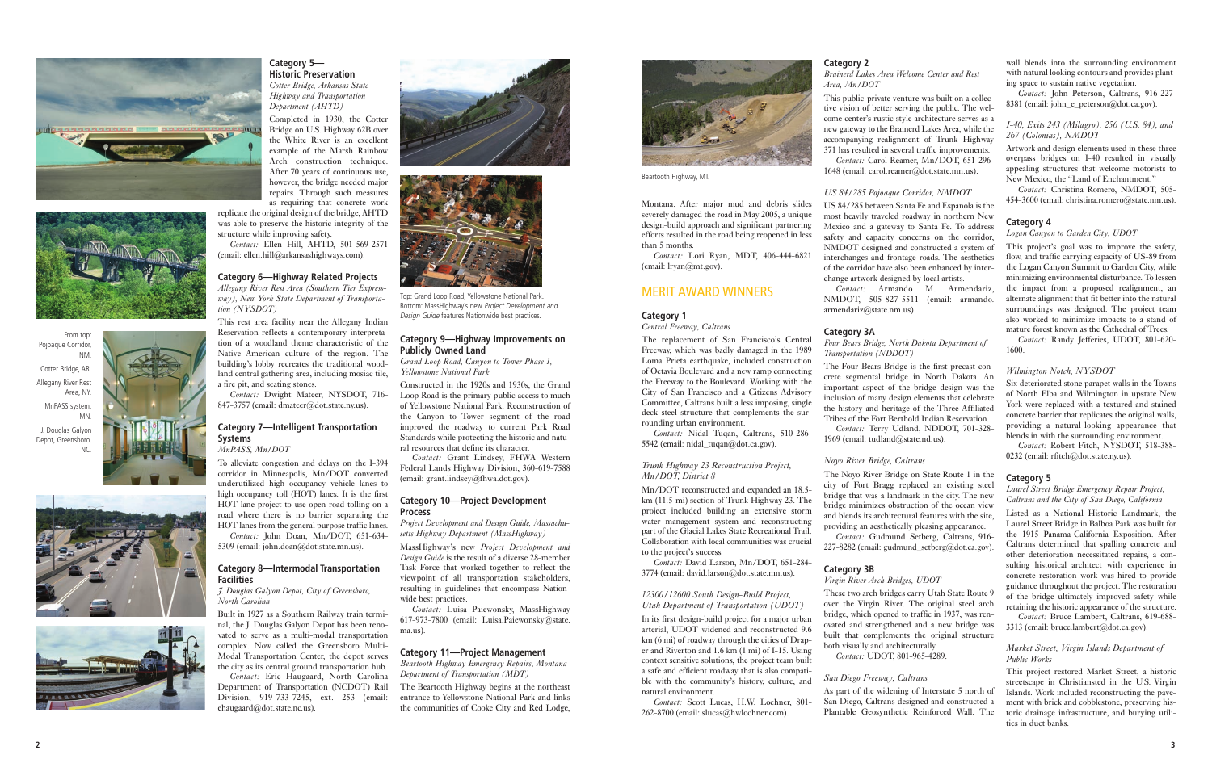From top: Pojoaque Corridor, NM. Cotter Bridge, AR. Allegany River Rest Area, NY. MnPASS system, MN. J. Douglas Galyon Depot, Greensboro, NC.

### Category 5—Historic Preservation

*Cotter Bridge, Arkansas State Highway and Transportation Department (AHTD)*

Completed in 1930, the Cotter Bridge on U.S. Highway 62B over the White River is an excellent example of the Marsh Rainbow Arch construction technique. After 70 years of continuous use, however, the bridge needed major repairs. Through such measures as requiring that concrete work replicate the original design of the bridge, AHTD was able to preserve the historic integrity of the structure while improving safety.

*Contact:* Ellen Hill, AHTD, 501-569-2571 (email: ellen.hill@arkansashighways.com).

### Category 6—Highway Related Projects

*Allegany River Rest Area (Southern Tier Expressway), New York State Department of Transportation (NYSDOT)*

This rest area facility near the Allegany Indian Reservation reflects a contemporary interpretation of a woodland theme characteristic of the Native American culture of the region. The building's lobby recreates the traditional woodland central gathering area, including mosiac tile, a fire pit, and seating stones.

*Contact:* Dwight Mateer, NYSDOT, 716-847-3757 (email: dmateer@dot.state.ny.us).

### Category 7—Intelligent Transportation Systems

*MnPASS, Mn/DOT*

To alleviate congestion and delays on the I-394 corridor in Minneapolis, Mn/DOT converted underutilized high occupancy vehicle lanes to high occupancy toll (HOT) lanes. It is the first HOT lane project to use open-road tolling on a road where there is no barrier separating the HOT lanes from the general purpose traffic lanes.

*Contact:* John Doan, Mn/DOT, 651-634-5309 (email: john.doan@dot.state.mn.us).

### Category 8—Intermodal Transportation Facilities

*J. Douglas Galyon Depot, City of Greensboro, North Carolina*

Built in 1927 as a Southern Railway train terminal, the J. Douglas Galyon Depot has been renovated to serve as a multi-modal transportation complex. Now called the Greensboro Multi-Modal Transportation Center, the depot serves the city as its central ground transportation hub.

*Contact:* Eric Haugaard, North Carolina Department of Transportation (NCDOT) Rail Division, 919-733-7245, ext. 253 (email: ehaugaard@dot.state.nc.us).

Top: Grand Loop Road, Yellowstone National Park. Bottom: MassHighway's new *Project Development and Design Guide* features Nationwide best practices.

### Category 9—Highway Improvements on Publicly Owned Land

*Grand Loop Road, Canyon to Tower Phase 1, Yellowstone National Park*

Constructed in the 1920s and 1930s, the Grand Loop Road is the primary public access to much of Yellowstone National Park. Reconstruction of the Canyon to Tower segment of the road improved the roadway to current Park Road Standards while protecting the historic and natural resources that define its character.

*Contact:* Grant Lindsey, FHWA Western Federal Lands Highway Division, 360-619-7588 (email: grant.lindsey@fhwa.dot.gov).

### Category 10—Project Development Process

*Project Development and Design Guide, Massachusetts Highway Department (MassHighway)*

MassHighway's new *Project Development and Design Guide* is the result of a diverse 28-member Task Force that worked together to reflect the viewpoint of all transportation stakeholders, resulting in guidelines that encompass Nationwide best practices.

*Contact:* Luisa Paiewonsky, MassHighway 617-973-7800 (email: Luisa.Paiewonsky@state.ma.us).

### Category 11—Project Management

*Beartooth Highway Emergency Repairs, Montana Department of Transportation (MDT)*

The Beartooth Highway begins at the northeast entrance to Yellowstone National Park and links the communities of Cooke City and Red Lodge, Montana. After major mud and debris slides severely damaged the road in May 2005, a unique design-build approach and significant partnering efforts resulted in the road being reopened in less than 5 months.

*Contact:* Lori Ryan, MDT, 406-444-6821 (email: lryan@mt.gov).

Beartooth Highway, MT.

## MERIT AWARD WINNERS

### Category 1

*Central Freeway, Caltrans*

The replacement of San Francisco's Central Freeway, which was badly damaged in the 1989 Loma Prieta earthquake, included construction of Octavia Boulevard and a new ramp connecting the Freeway to the Boulevard. Working with the City of San Francisco and a Citizens Advisory Committee, Caltrans built a less imposing, single deck steel structure that complements the surrounding urban environment.

*Contact:* Nidal Tuqan, Caltrans, 510-286-5542 (email: nidal_tuqan@dot.ca.gov).

*Trunk Highway 23 Reconstruction Project, Mn/DOT, District 8*

Mn/DOT reconstructed and expanded an 18.5-km (11.5-mi) section of Trunk Highway 23. The project included building an extensive storm water management system and reconstructing part of the Glacial Lakes State Recreational Trail. Collaboration with local communities was crucial to the project's success.

*Contact:* David Larson, Mn/DOT, 651-284-3774 (email: david.larson@dot.state.mn.us).

*12300/12600 South Design-Build Project, Utah Department of Transportation (UDOT)*

In its first design-build project for a major urban arterial, UDOT widened and reconstructed 9.6 km (6 mi) of roadway through the cities of Draper and Riverton and 1.6 km (1 mi) of I-15. Using context sensitive solutions, the project team built a safe and efficient roadway that is also compatible with the community's history, culture, and natural environment.

*Contact:* Scott Lucas, H.W. Lochner, 801-262-8700 (email: slucas@hwlochner.com).

### Category 2

*Brainerd Lakes Area Welcome Center and Rest Area, Mn/DOT*

This public-private venture was built on a collective vision of better serving the public. The welcome center's rustic style architecture serves as a new gateway to the Brainerd Lakes Area, while the accompanying realignment of Trunk Highway 371 has resulted in several traffic improvements.

*Contact:* Carol Reamer, Mn/DOT, 651-296-1648 (email: carol.reamer@dot.state.mn.us).

*US 84/285 Pojoaque Corridor, NMDOT*

US 84/285 between Santa Fe and Espanola is the most heavily traveled roadway in northern New Mexico and a gateway to Santa Fe. To address safety and capacity concerns on the corridor, NMDOT designed and constructed a system of interchanges and frontage roads. The aesthetics of the corridor have also been enhanced by interchange artwork designed by local artists.

*Contact:* Armando M. Armendariz, NMDOT, 505-827-5511 (email: armando.armendariz@state.nm.us).

### Category 3A

*Four Bears Bridge, North Dakota Department of Transportation (NDDOT)*

The Four Bears Bridge is the first precast concrete segmental bridge in North Dakota. An important aspect of the bridge design was the inclusion of many design elements that celebrate the history and heritage of the Three Affiliated Tribes of the Fort Berthold Indian Reservation.

*Contact:* Terry Udland, NDDOT, 701-328-1969 (email: tudland@state.nd.us).

*Noyo River Bridge, Caltrans*

The Noyo River Bridge on State Route 1 in the city of Fort Bragg replaced an existing steel bridge that was a landmark in the city. The new bridge minimizes obstruction of the ocean view and blends its architectural features with the site, providing an aesthetically pleasing appearance.

*Contact:* Gudmund Setberg, Caltrans, 916-227-8282 (email: gudmund_setberg@dot.ca.gov).

### Category 3B

*Virgin River Arch Bridges, UDOT*

These two arch bridges carry Utah State Route 9 over the Virgin River. The original steel arch bridge, which opened to traffic in 1937, was renovated and strengthened and a new bridge was built that complements the original structure both visually and architecturally.

*Contact:* UDOT, 801-965-4289.

*San Diego Freeway, Caltrans*

As part of the widening of Interstate 5 north of San Diego, Caltrans designed and constructed a Plantable Geosynthetic Reinforced Wall. The wall blends into the surrounding environment with natural looking contours and provides planting space to sustain native vegetation.

*Contact:* John Peterson, Caltrans, 916-227-8381 (email: john_e_peterson@dot.ca.gov).

*I-40, Exits 243 (Milagro), 256 (U.S. 84), and 267 (Colonias), NMDOT*

Artwork and design elements used in these three overpass bridges on I-40 resulted in visually appealing structures that welcome motorists to New Mexico, the "Land of Enchantment."

*Contact:* Christina Romero, NMDOT, 505-454-3600 (email: christina.romero@state.nm.us).

### Category 4

*Logan Canyon to Garden City, UDOT*

This project's goal was to improve the safety, flow, and traffic carrying capacity of US-89 from the Logan Canyon Summit to Garden City, while minimizing environmental disturbance. To lessen the impact from a proposed realignment, an alternate alignment that fit better into the natural surroundings was designed. The project team also worked to minimize impacts to a stand of mature forest known as the Cathedral of Trees.

*Contact:* Randy Jefferies, UDOT, 801-620-1600.

*Wilmington Notch, NYSDOT*

Six deteriorated stone parapet walls in the Towns of North Elba and Wilmington in upstate New York were replaced with a textured and stained concrete barrier that replicates the original walls, providing a natural-looking appearance that blends in with the surrounding environment.

*Contact:* Robert Fitch, NYSDOT, 518-388-0232 (email: rfitch@dot.state.ny.us).

### Category 5

*Laurel Street Bridge Emergency Repair Project, Caltrans and the City of San Diego, California*

Listed as a National Historic Landmark, the Laurel Street Bridge in Balboa Park was built for the 1915 Panama-California Exposition. After Caltrans determined that spalling concrete and other deterioration necessitated repairs, a consulting historical architect with experience in concrete restoration work was hired to provide guidance throughout the project. The restoration of the bridge ultimately improved safety while retaining the historic appearance of the structure.

*Contact:* Bruce Lambert, Caltrans, 619-688-3313 (email: bruce.lambert@dot.ca.gov).

*Market Street, Virgin Islands Department of Public Works*

This project restored Market Street, a historic streetscape in Christiansted in the U.S. Virgin Islands. Work included reconstructing the pavement with brick and cobblestone, preserving historic drainage infrastructure, and burying utilities in duct banks.